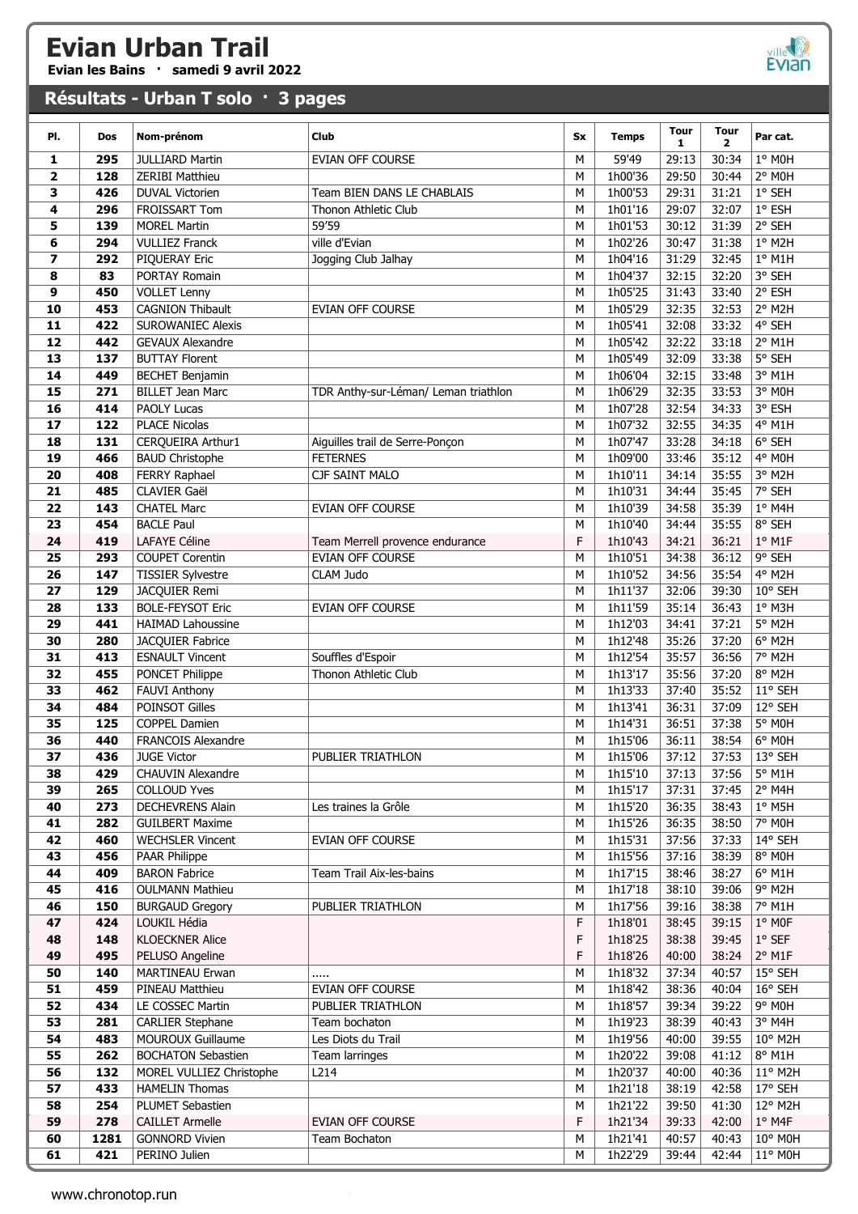# Evian Urban Trail

**Evian les Bains · samedi 9 avril 2022**

## Résultats - Urban T solo · 3 pages

| Pl. | Dos | Nom-prénom | Club | Sx | Temps | Tour 1 | Tour 2 | Par cat. |
|---|---|---|---|---|---|---|---|---|
| 1 | 295 | JULLIARD Martin | EVIAN OFF COURSE | M | 59'49 | 29:13 | 30:34 | 1° M0H |
| 2 | 128 | ZERIBI Matthieu | | M | 1h00'36 | 29:50 | 30:44 | 2° M0H |
| 3 | 426 | DUVAL Victorien | Team BIEN DANS LE CHABLAIS | M | 1h00'53 | 29:31 | 31:21 | 1° SEH |
| 4 | 296 | FROISSART Tom | Thonon Athletic Club | M | 1h01'16 | 29:07 | 32:07 | 1° ESH |
| 5 | 139 | MOREL Martin | 59'59 | M | 1h01'53 | 30:12 | 31:39 | 2° SEH |
| 6 | 294 | VULLIEZ Franck | ville d'Evian | M | 1h02'26 | 30:47 | 31:38 | 1° M2H |
| 7 | 292 | PIQUERAY Eric | Jogging Club Jalhay | M | 1h04'16 | 31:29 | 32:45 | 1° M1H |
| 8 | 83 | PORTAY Romain | | M | 1h04'37 | 32:15 | 32:20 | 3° SEH |
| 9 | 450 | VOLLET Lenny | | M | 1h05'25 | 31:43 | 33:40 | 2° ESH |
| 10 | 453 | CAGNION Thibault | EVIAN OFF COURSE | M | 1h05'29 | 32:35 | 32:53 | 2° M2H |
| 11 | 422 | SUROWANIEC Alexis | | M | 1h05'41 | 32:08 | 33:32 | 4° SEH |
| 12 | 442 | GEVAUX Alexandre | | M | 1h05'42 | 32:22 | 33:18 | 2° M1H |
| 13 | 137 | BUTTAY Florent | | M | 1h05'49 | 32:09 | 33:38 | 5° SEH |
| 14 | 449 | BECHET Benjamin | | M | 1h06'04 | 32:15 | 33:48 | 3° M1H |
| 15 | 271 | BILLET Jean Marc | TDR Anthy-sur-Léman/ Leman triathlon | M | 1h06'29 | 32:35 | 33:53 | 3° M0H |
| 16 | 414 | PAOLY Lucas | | M | 1h07'28 | 32:54 | 34:33 | 3° ESH |
| 17 | 122 | PLACE Nicolas | | M | 1h07'32 | 32:55 | 34:35 | 4° M1H |
| 18 | 131 | CERQUEIRA Arthur1 | Aiguilles trail de Serre-Ponçon | M | 1h07'47 | 33:28 | 34:18 | 6° SEH |
| 19 | 466 | BAUD Christophe | FETERNES | M | 1h09'00 | 33:46 | 35:12 | 4° M0H |
| 20 | 408 | FERRY Raphael | CJF SAINT MALO | M | 1h10'11 | 34:14 | 35:55 | 3° M2H |
| 21 | 485 | CLAVIER Gaël | | M | 1h10'31 | 34:44 | 35:45 | 7° SEH |
| 22 | 143 | CHATEL Marc | EVIAN OFF COURSE | M | 1h10'39 | 34:58 | 35:39 | 1° M4H |
| 23 | 454 | BACLE Paul | | M | 1h10'40 | 34:44 | 35:55 | 8° SEH |
| 24 | 419 | LAFAYE Céline | Team Merrell provence endurance | F | 1h10'43 | 34:21 | 36:21 | 1° M1F |
| 25 | 293 | COUPET Corentin | EVIAN OFF COURSE | M | 1h10'51 | 34:38 | 36:12 | 9° SEH |
| 26 | 147 | TISSIER Sylvestre | CLAM Judo | M | 1h10'52 | 34:56 | 35:54 | 4° M2H |
| 27 | 129 | JACQUIER Remi | | M | 1h11'37 | 32:06 | 39:30 | 10° SEH |
| 28 | 133 | BOLE-FEYSOT Eric | EVIAN OFF COURSE | M | 1h11'59 | 35:14 | 36:43 | 1° M3H |
| 29 | 441 | HAIMAD Lahoussine | | M | 1h12'03 | 34:41 | 37:21 | 5° M2H |
| 30 | 280 | JACQUIER Fabrice | | M | 1h12'48 | 35:26 | 37:20 | 6° M2H |
| 31 | 413 | ESNAULT Vincent | Souffles d'Espoir | M | 1h12'54 | 35:57 | 36:56 | 7° M2H |
| 32 | 455 | PONCET Philippe | Thonon Athletic Club | M | 1h13'17 | 35:56 | 37:20 | 8° M2H |
| 33 | 462 | FAUVI Anthony | | M | 1h13'33 | 37:40 | 35:52 | 11° SEH |
| 34 | 484 | POINSOT Gilles | | M | 1h13'41 | 36:31 | 37:09 | 12° SEH |
| 35 | 125 | COPPEL Damien | | M | 1h14'31 | 36:51 | 37:38 | 5° M0H |
| 36 | 440 | FRANCOIS Alexandre | | M | 1h15'06 | 36:11 | 38:54 | 6° M0H |
| 37 | 436 | JUGE Victor | PUBLIER TRIATHLON | M | 1h15'06 | 37:12 | 37:53 | 13° SEH |
| 38 | 429 | CHAUVIN Alexandre | | M | 1h15'10 | 37:13 | 37:56 | 5° M1H |
| 39 | 265 | COLLOUD Yves | | M | 1h15'17 | 37:31 | 37:45 | 2° M4H |
| 40 | 273 | DECHEVRENS Alain | Les traines la Grôle | M | 1h15'20 | 36:35 | 38:43 | 1° M5H |
| 41 | 282 | GUILBERT Maxime | | M | 1h15'26 | 36:35 | 38:50 | 7° M0H |
| 42 | 460 | WECHSLER Vincent | EVIAN OFF COURSE | M | 1h15'31 | 37:56 | 37:33 | 14° SEH |
| 43 | 456 | PAAR Philippe | | M | 1h15'56 | 37:16 | 38:39 | 8° M0H |
| 44 | 409 | BARON Fabrice | Team Trail Aix-les-bains | M | 1h17'15 | 38:46 | 38:27 | 6° M1H |
| 45 | 416 | OULMANN Mathieu | | M | 1h17'18 | 38:10 | 39:06 | 9° M2H |
| 46 | 150 | BURGAUD Gregory | PUBLIER TRIATHLON | M | 1h17'56 | 39:16 | 38:38 | 7° M1H |
| 47 | 424 | LOUKIL Hédia | | F | 1h18'01 | 38:45 | 39:15 | 1° M0F |
| 48 | 148 | KLOECKNER Alice | | F | 1h18'25 | 38:38 | 39:45 | 1° SEF |
| 49 | 495 | PELUSO Angeline | | F | 1h18'26 | 40:00 | 38:24 | 2° M1F |
| 50 | 140 | MARTINEAU Erwan | ..... | M | 1h18'32 | 37:34 | 40:57 | 15° SEH |
| 51 | 459 | PINEAU Matthieu | EVIAN OFF COURSE | M | 1h18'42 | 38:36 | 40:04 | 16° SEH |
| 52 | 434 | LE COSSEC Martin | PUBLIER TRIATHLON | M | 1h18'57 | 39:34 | 39:22 | 9° M0H |
| 53 | 281 | CARLIER Stephane | Team bochaton | M | 1h19'23 | 38:39 | 40:43 | 3° M4H |
| 54 | 483 | MOUROUX Guillaume | Les Diots du Trail | M | 1h19'56 | 40:00 | 39:55 | 10° M2H |
| 55 | 262 | BOCHATON Sebastien | Team larringes | M | 1h20'22 | 39:08 | 41:12 | 8° M1H |
| 56 | 132 | MOREL VULLIEZ Christophe | L214 | M | 1h20'37 | 40:00 | 40:36 | 11° M2H |
| 57 | 433 | HAMELIN Thomas | | M | 1h21'18 | 38:19 | 42:58 | 17° SEH |
| 58 | 254 | PLUMET Sebastien | | M | 1h21'22 | 39:50 | 41:30 | 12° M2H |
| 59 | 278 | CAILLET Armelle | EVIAN OFF COURSE | F | 1h21'34 | 39:33 | 42:00 | 1° M4F |
| 60 | 1281 | GONNORD Vivien | Team Bochaton | M | 1h21'41 | 40:57 | 40:43 | 10° M0H |
| 61 | 421 | PERINO Julien | | M | 1h22'29 | 39:44 | 42:44 | 11° M0H |

www.chronotop.run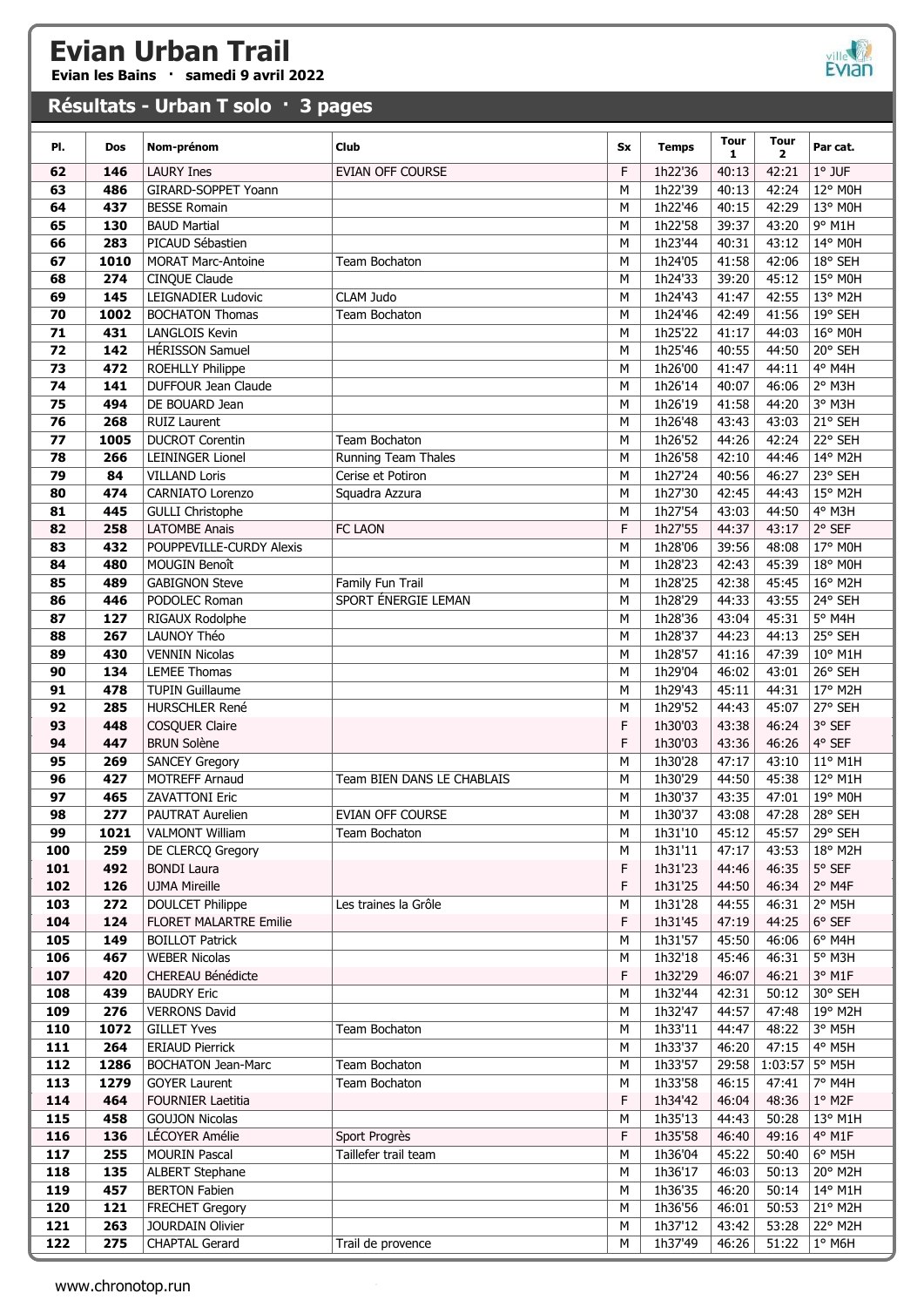# Evian Urban Trail

**Evian les Bains · samedi 9 avril 2022**

## Résultats - Urban T solo · 3 pages

| Pl. | Dos | Nom-prénom | Club | Sx | Temps | Tour 1 | Tour 2 | Par cat. |
|---|---|---|---|---|---|---|---|---|
| 62 | 146 | LAURY Ines | EVIAN OFF COURSE | F | 1h22'36 | 40:13 | 42:21 | 1° JUF |
| 63 | 486 | GIRARD-SOPPET Yoann | | M | 1h22'39 | 40:13 | 42:24 | 12° M0H |
| 64 | 437 | BESSE Romain | | M | 1h22'46 | 40:15 | 42:29 | 13° M0H |
| 65 | 130 | BAUD Martial | | M | 1h22'58 | 39:37 | 43:20 | 9° M1H |
| 66 | 283 | PICAUD Sébastien | | M | 1h23'44 | 40:31 | 43:12 | 14° M0H |
| 67 | 1010 | MORAT Marc-Antoine | Team Bochaton | M | 1h24'05 | 41:58 | 42:06 | 18° SEH |
| 68 | 274 | CINQUE Claude | | M | 1h24'33 | 39:20 | 45:12 | 15° M0H |
| 69 | 145 | LEIGNADIER Ludovic | CLAM Judo | M | 1h24'43 | 41:47 | 42:55 | 13° M2H |
| 70 | 1002 | BOCHATON Thomas | Team Bochaton | M | 1h24'46 | 42:49 | 41:56 | 19° SEH |
| 71 | 431 | LANGLOIS Kevin | | M | 1h25'22 | 41:17 | 44:03 | 16° M0H |
| 72 | 142 | HÉRISSON Samuel | | M | 1h25'46 | 40:55 | 44:50 | 20° SEH |
| 73 | 472 | ROEHLLY Philippe | | M | 1h26'00 | 41:47 | 44:11 | 4° M4H |
| 74 | 141 | DUFFOUR Jean Claude | | M | 1h26'14 | 40:07 | 46:06 | 2° M3H |
| 75 | 494 | DE BOUARD Jean | | M | 1h26'19 | 41:58 | 44:20 | 3° M3H |
| 76 | 268 | RUIZ Laurent | | M | 1h26'48 | 43:43 | 43:03 | 21° SEH |
| 77 | 1005 | DUCROT Corentin | Team Bochaton | M | 1h26'52 | 44:26 | 42:24 | 22° SEH |
| 78 | 266 | LEININGER Lionel | Running Team Thales | M | 1h26'58 | 42:10 | 44:46 | 14° M2H |
| 79 | 84 | VILLAND Loris | Cerise et Potiron | M | 1h27'24 | 40:56 | 46:27 | 23° SEH |
| 80 | 474 | CARNIATO Lorenzo | Squadra Azzura | M | 1h27'30 | 42:45 | 44:43 | 15° M2H |
| 81 | 445 | GULLI Christophe | | M | 1h27'54 | 43:03 | 44:50 | 4° M3H |
| 82 | 258 | LATOMBE Anais | FC LAON | F | 1h27'55 | 44:37 | 43:17 | 2° SEF |
| 83 | 432 | POUPPEVILLE-CURDY Alexis | | M | 1h28'06 | 39:56 | 48:08 | 17° M0H |
| 84 | 480 | MOUGIN Benoît | | M | 1h28'23 | 42:43 | 45:39 | 18° M0H |
| 85 | 489 | GABIGNON Steve | Family Fun Trail | M | 1h28'25 | 42:38 | 45:45 | 16° M2H |
| 86 | 446 | PODOLEC Roman | SPORT ÉNERGIE LEMAN | M | 1h28'29 | 44:33 | 43:55 | 24° SEH |
| 87 | 127 | RIGAUX Rodolphe | | M | 1h28'36 | 43:04 | 45:31 | 5° M4H |
| 88 | 267 | LAUNOY Théo | | M | 1h28'37 | 44:23 | 44:13 | 25° SEH |
| 89 | 430 | VENNIN Nicolas | | M | 1h28'57 | 41:16 | 47:39 | 10° M1H |
| 90 | 134 | LEMEE Thomas | | M | 1h29'04 | 46:02 | 43:01 | 26° SEH |
| 91 | 478 | TUPIN Guillaume | | M | 1h29'43 | 45:11 | 44:31 | 17° M2H |
| 92 | 285 | HURSCHLER René | | M | 1h29'52 | 44:43 | 45:07 | 27° SEH |
| 93 | 448 | COSQUER Claire | | F | 1h30'03 | 43:38 | 46:24 | 3° SEF |
| 94 | 447 | BRUN Solène | | F | 1h30'03 | 43:36 | 46:26 | 4° SEF |
| 95 | 269 | SANCEY Gregory | | M | 1h30'28 | 47:17 | 43:10 | 11° M1H |
| 96 | 427 | MOTREFF Arnaud | Team BIEN DANS LE CHABLAIS | M | 1h30'29 | 44:50 | 45:38 | 12° M1H |
| 97 | 465 | ZAVATTONI Eric | | M | 1h30'37 | 43:35 | 47:01 | 19° M0H |
| 98 | 277 | PAUTRAT Aurelien | EVIAN OFF COURSE | M | 1h30'37 | 43:08 | 47:28 | 28° SEH |
| 99 | 1021 | VALMONT William | Team Bochaton | M | 1h31'10 | 45:12 | 45:57 | 29° SEH |
| 100 | 259 | DE CLERCQ Gregory | | M | 1h31'11 | 47:17 | 43:53 | 18° M2H |
| 101 | 492 | BONDI Laura | | F | 1h31'23 | 44:46 | 46:35 | 5° SEF |
| 102 | 126 | UJMA Mireille | | F | 1h31'25 | 44:50 | 46:34 | 2° M4F |
| 103 | 272 | DOULCET Philippe | Les traines la Grôle | M | 1h31'28 | 44:55 | 46:31 | 2° M5H |
| 104 | 124 | FLORET MALARTRE Emilie | | F | 1h31'45 | 47:19 | 44:25 | 6° SEF |
| 105 | 149 | BOILLOT Patrick | | M | 1h31'57 | 45:50 | 46:06 | 6° M4H |
| 106 | 467 | WEBER Nicolas | | M | 1h32'18 | 45:46 | 46:31 | 5° M3H |
| 107 | 420 | CHEREAU Bénédicte | | F | 1h32'29 | 46:07 | 46:21 | 3° M1F |
| 108 | 439 | BAUDRY Eric | | M | 1h32'44 | 42:31 | 50:12 | 30° SEH |
| 109 | 276 | VERRONS David | | M | 1h32'47 | 44:57 | 47:48 | 19° M2H |
| 110 | 1072 | GILLET Yves | Team Bochaton | M | 1h33'11 | 44:47 | 48:22 | 3° M5H |
| 111 | 264 | ERIAUD Pierrick | | M | 1h33'37 | 46:20 | 47:15 | 4° M5H |
| 112 | 1286 | BOCHATON Jean-Marc | Team Bochaton | M | 1h33'57 | 29:58 | 1:03:57 | 5° M5H |
| 113 | 1279 | GOYER Laurent | Team Bochaton | M | 1h33'58 | 46:15 | 47:41 | 7° M4H |
| 114 | 464 | FOURNIER Laetitia | | F | 1h34'42 | 46:04 | 48:36 | 1° M2F |
| 115 | 458 | GOUJON Nicolas | | M | 1h35'13 | 44:43 | 50:28 | 13° M1H |
| 116 | 136 | LÉCOYER Amélie | Sport Progrès | F | 1h35'58 | 46:40 | 49:16 | 4° M1F |
| 117 | 255 | MOURIN Pascal | Taillefer trail team | M | 1h36'04 | 45:22 | 50:40 | 6° M5H |
| 118 | 135 | ALBERT Stephane | | M | 1h36'17 | 46:03 | 50:13 | 20° M2H |
| 119 | 457 | BERTON Fabien | | M | 1h36'35 | 46:20 | 50:14 | 14° M1H |
| 120 | 121 | FRECHET Gregory | | M | 1h36'56 | 46:01 | 50:53 | 21° M2H |
| 121 | 263 | JOURDAIN Olivier | | M | 1h37'12 | 43:42 | 53:28 | 22° M2H |
| 122 | 275 | CHAPTAL Gerard | Trail de provence | M | 1h37'49 | 46:26 | 51:22 | 1° M6H |

www.chronotop.run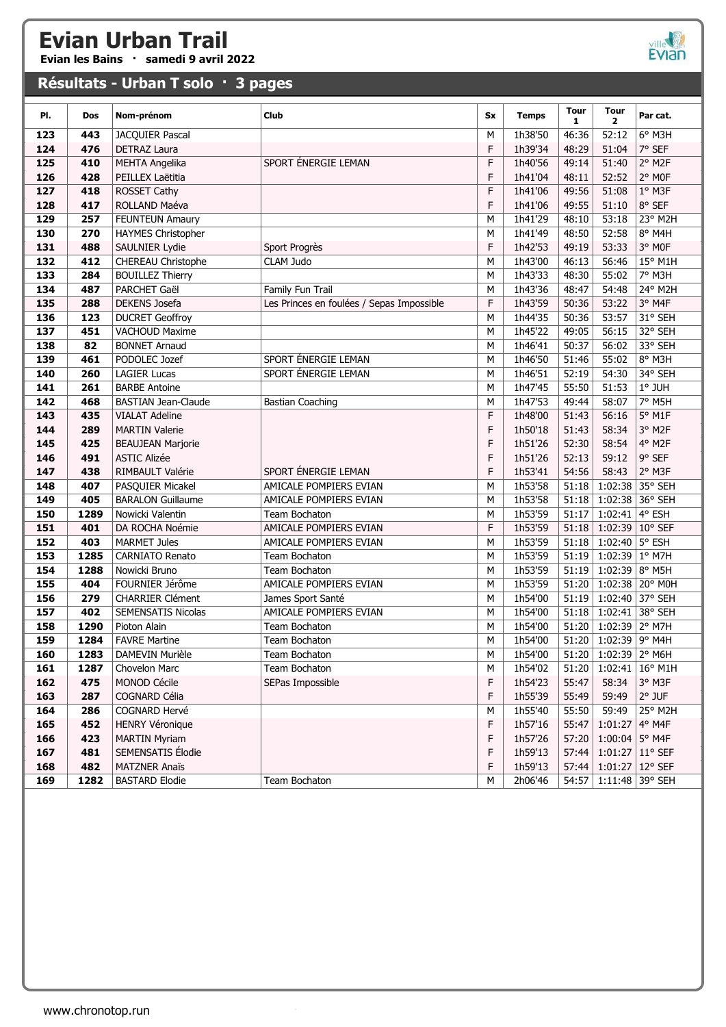# Evian Urban Trail

**Evian les Bains · samedi 9 avril 2022**

## Résultats - Urban T solo · 3 pages

| Pl. | Dos | Nom-prénom | Club | Sx | Temps | Tour 1 | Tour 2 | Par cat. |
|---|---|---|---|---|---|---|---|---|
| 123 | 443 | JACQUIER Pascal | | M | 1h38'50 | 46:36 | 52:12 | 6° M3H |
| 124 | 476 | DETRAZ Laura | | F | 1h39'34 | 48:29 | 51:04 | 7° SEF |
| 125 | 410 | MEHTA Angelika | SPORT ÉNERGIE LEMAN | F | 1h40'56 | 49:14 | 51:40 | 2° M2F |
| 126 | 428 | PEILLEX Laëtitia | | F | 1h41'04 | 48:11 | 52:52 | 2° M0F |
| 127 | 418 | ROSSET Cathy | | F | 1h41'06 | 49:56 | 51:08 | 1° M3F |
| 128 | 417 | ROLLAND Maéva | | F | 1h41'06 | 49:55 | 51:10 | 8° SEF |
| 129 | 257 | FEUNTEUN Amaury | | M | 1h41'29 | 48:10 | 53:18 | 23° M2H |
| 130 | 270 | HAYMES Christopher | | M | 1h41'49 | 48:50 | 52:58 | 8° M4H |
| 131 | 488 | SAULNIER Lydie | Sport Progrès | F | 1h42'53 | 49:19 | 53:33 | 3° M0F |
| 132 | 412 | CHEREAU Christophe | CLAM Judo | M | 1h43'00 | 46:13 | 56:46 | 15° M1H |
| 133 | 284 | BOUILLEZ Thierry | | M | 1h43'33 | 48:30 | 55:02 | 7° M3H |
| 134 | 487 | PARCHET Gaël | Family Fun Trail | M | 1h43'36 | 48:47 | 54:48 | 24° M2H |
| 135 | 288 | DEKENS Josefa | Les Princes en foulées / Sepas Impossible | F | 1h43'59 | 50:36 | 53:22 | 3° M4F |
| 136 | 123 | DUCRET Geoffroy | | M | 1h44'35 | 50:36 | 53:57 | 31° SEH |
| 137 | 451 | VACHOUD Maxime | | M | 1h45'22 | 49:05 | 56:15 | 32° SEH |
| 138 | 82 | BONNET Arnaud | | M | 1h46'41 | 50:37 | 56:02 | 33° SEH |
| 139 | 461 | PODOLEC Jozef | SPORT ÉNERGIE LEMAN | M | 1h46'50 | 51:46 | 55:02 | 8° M3H |
| 140 | 260 | LAGIER Lucas | SPORT ÉNERGIE LEMAN | M | 1h46'51 | 52:19 | 54:30 | 34° SEH |
| 141 | 261 | BARBE Antoine | | M | 1h47'45 | 55:50 | 51:53 | 1° JUH |
| 142 | 468 | BASTIAN Jean-Claude | Bastian Coaching | M | 1h47'53 | 49:44 | 58:07 | 7° M5H |
| 143 | 435 | VIALAT Adeline | | F | 1h48'00 | 51:43 | 56:16 | 5° M1F |
| 144 | 289 | MARTIN Valerie | | F | 1h50'18 | 51:43 | 58:34 | 3° M2F |
| 145 | 425 | BEAUJEAN Marjorie | | F | 1h51'26 | 52:30 | 58:54 | 4° M2F |
| 146 | 491 | ASTIC Alizée | | F | 1h51'26 | 52:13 | 59:12 | 9° SEF |
| 147 | 438 | RIMBAULT Valérie | SPORT ÉNERGIE LEMAN | F | 1h53'41 | 54:56 | 58:43 | 2° M3F |
| 148 | 407 | PASQUIER Micakel | AMICALE POMPIERS EVIAN | M | 1h53'58 | 51:18 | 1:02:38 | 35° SEH |
| 149 | 405 | BARALON Guillaume | AMICALE POMPIERS EVIAN | M | 1h53'58 | 51:18 | 1:02:38 | 36° SEH |
| 150 | 1289 | Nowicki Valentin | Team Bochaton | M | 1h53'59 | 51:17 | 1:02:41 | 4° ESH |
| 151 | 401 | DA ROCHA Noémie | AMICALE POMPIERS EVIAN | F | 1h53'59 | 51:18 | 1:02:39 | 10° SEF |
| 152 | 403 | MARMET Jules | AMICALE POMPIERS EVIAN | M | 1h53'59 | 51:18 | 1:02:40 | 5° ESH |
| 153 | 1285 | CARNIATO Renato | Team Bochaton | M | 1h53'59 | 51:19 | 1:02:39 | 1° M7H |
| 154 | 1288 | Nowicki Bruno | Team Bochaton | M | 1h53'59 | 51:19 | 1:02:39 | 8° M5H |
| 155 | 404 | FOURNIER Jérôme | AMICALE POMPIERS EVIAN | M | 1h53'59 | 51:20 | 1:02:38 | 20° M0H |
| 156 | 279 | CHARRIER Clément | James Sport Santé | M | 1h54'00 | 51:19 | 1:02:40 | 37° SEH |
| 157 | 402 | SEMENSATIS Nicolas | AMICALE POMPIERS EVIAN | M | 1h54'00 | 51:18 | 1:02:41 | 38° SEH |
| 158 | 1290 | Pioton Alain | Team Bochaton | M | 1h54'00 | 51:20 | 1:02:39 | 2° M7H |
| 159 | 1284 | FAVRE Martine | Team Bochaton | M | 1h54'00 | 51:20 | 1:02:39 | 9° M4H |
| 160 | 1283 | DAMEVIN Murièle | Team Bochaton | M | 1h54'00 | 51:20 | 1:02:39 | 2° M6H |
| 161 | 1287 | Chovelon Marc | Team Bochaton | M | 1h54'02 | 51:20 | 1:02:41 | 16° M1H |
| 162 | 475 | MONOD Cécile | SEPas Impossible | F | 1h54'23 | 55:47 | 58:34 | 3° M3F |
| 163 | 287 | COGNARD Célia | | F | 1h55'39 | 55:49 | 59:49 | 2° JUF |
| 164 | 286 | COGNARD Hervé | | M | 1h55'40 | 55:50 | 59:49 | 25° M2H |
| 165 | 452 | HENRY Véronique | | F | 1h57'16 | 55:47 | 1:01:27 | 4° M4F |
| 166 | 423 | MARTIN Myriam | | F | 1h57'26 | 57:20 | 1:00:04 | 5° M4F |
| 167 | 481 | SEMENSATIS Élodie | | F | 1h59'13 | 57:44 | 1:01:27 | 11° SEF |
| 168 | 482 | MATZNER Anaïs | | F | 1h59'13 | 57:44 | 1:01:27 | 12° SEF |
| 169 | 1282 | BASTARD Elodie | Team Bochaton | M | 2h06'46 | 54:57 | 1:11:48 | 39° SEH |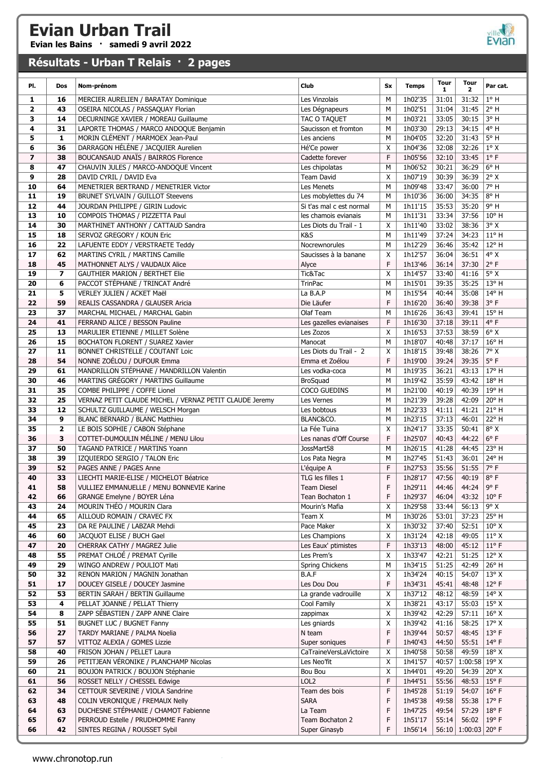# Evian Urban Trail

**Evian les Bains · samedi 9 avril 2022**

## Résultats - Urban T Relais · 2 pages

| Pl. | Dos | Nom-prénom | Club | Sx | Temps | Tour 1 | Tour 2 | Par cat. |
|---|---|---|---|---|---|---|---|---|
| 1 | 16 | MERCIER AURELIEN / BARATAY Dominique | Les Vinzolais | M | 1h02'35 | 31:01 | 31:32 | 1° H |
| 2 | 43 | OSEIRA NICOLAS / PASSAQUAY Florian | Les Dégnapeurs | M | 1h02'51 | 31:04 | 31:45 | 2° H |
| 3 | 14 | DECURNINGE XAVIER / MOREAU Guillaume | TAC O TAQUET | M | 1h03'21 | 33:05 | 30:15 | 3° H |
| 4 | 31 | LAPORTE THOMAS / MARCO ANDOQUE Benjamin | Saucisson et fromton | M | 1h03'30 | 29:13 | 34:15 | 4° H |
| 5 | 1 | MORIN CLÉMENT / MARMOEX Jean-Paul | Les anciens | M | 1h04'05 | 32:20 | 31:43 | 5° H |
| 6 | 36 | DARRAGON HÉLÈNE / JACQUIER Aurelien | Hé'Ce power | X | 1h04'36 | 32:08 | 32:26 | 1° X |
| 7 | 38 | BOUCANSAUD ANAÏS / BAIRROS Florence | Cadette forever | F | 1h05'56 | 32:10 | 33:45 | 1° F |
| 8 | 47 | CHAUVIN JULES / MARCO-ANDOQUE Vincent | Les chipolatas | M | 1h06'52 | 30:21 | 36:29 | 6° H |
| 9 | 28 | DAVID CYRIL / DAVID Eva | Team David | X | 1h07'19 | 30:39 | 36:39 | 2° X |
| 10 | 64 | MENETRIER BERTRAND / MENETRIER Victor | Les Menets | M | 1h09'48 | 33:47 | 36:00 | 7° H |
| 11 | 19 | BRUNET SYLVAIN / GUILLOT Steevens | Les mobylettes du 74 | M | 1h10'36 | 36:00 | 34:35 | 8° H |
| 12 | 44 | JOURDAN PHILIPPE / GIRIN Ludovic | Si t'as mal c est normal | M | 1h11'15 | 35:53 | 35:20 | 9° H |
| 13 | 10 | COMPOIS THOMAS / PIZZETTA Paul | les chamois evianais | M | 1h11'31 | 33:34 | 37:56 | 10° H |
| 14 | 30 | MARTHINET ANTHONY / CATTAUD Sandra | Les Diots du Trail - 1 | X | 1h11'40 | 33:02 | 38:36 | 3° X |
| 15 | 18 | SERVOZ GREGORY / KOUN Eric | K&S | M | 1h11'49 | 37:24 | 34:23 | 11° H |
| 16 | 22 | LAFUENTE EDDY / VERSTRAETE Teddy | Nocrewnorules | M | 1h12'29 | 36:46 | 35:42 | 12° H |
| 17 | 62 | MARTINS CYRIL / MARTINS Camille | Saucisses à la banane | X | 1h12'57 | 36:04 | 36:51 | 4° X |
| 18 | 45 | MATHONNET ALYS / VAUDAUX Alice | Alyce | F | 1h13'46 | 36:14 | 37:30 | 2° F |
| 19 | 7 | GAUTHIER MARION / BERTHET Elie | Tic&Tac | X | 1h14'57 | 33:40 | 41:16 | 5° X |
| 20 | 6 | PACCOT STÉPHANE / TRINCAT André | TrinPac | M | 1h15'01 | 39:35 | 35:25 | 13° H |
| 21 | 5 | VERLEY JULIEN / ACKET Maël | La B.A.P | M | 1h15'54 | 40:44 | 35:08 | 14° H |
| 22 | 59 | REALIS CASSANDRA / GLAUSER Aricia | Die Läufer | F | 1h16'20 | 36:40 | 39:38 | 3° F |
| 23 | 37 | MARCHAL MICHAEL / MARCHAL Gabin | Olaf Team | M | 1h16'26 | 36:43 | 39:41 | 15° H |
| 24 | 41 | FERRAND ALICE / BESSON Pauline | Les gazelles evianaises | F | 1h16'30 | 37:18 | 39:11 | 4° F |
| 25 | 13 | MARULIER ETIENNE / MILLET Solène | Les Zozos | X | 1h16'53 | 37:53 | 38:59 | 6° X |
| 26 | 15 | BOCHATON FLORENT / SUAREZ Xavier | Manocat | M | 1h18'07 | 40:48 | 37:17 | 16° H |
| 27 | 11 | BONNET CHRISTELLE / COUTANT Loic | Les Diots du Trail - 2 | X | 1h18'15 | 39:48 | 38:26 | 7° X |
| 28 | 54 | NONNE ZOÉLOU / DUFOUR Emma | Emma et Zoélou | F | 1h19'00 | 39:24 | 39:35 | 5° F |
| 29 | 61 | MANDRILLON STÉPHANE / MANDRILLON Valentin | Les vodka-coca | M | 1h19'35 | 36:21 | 43:13 | 17° H |
| 30 | 46 | MARTINS GRÉGORY / MARTINS Guillaume | BroSquad | M | 1h19'42 | 35:59 | 43:42 | 18° H |
| 31 | 35 | COMBE PHILIPPE / COFFE Lionel | COCO GUEDINS | M | 1h21'00 | 40:19 | 40:39 | 19° H |
| 32 | 25 | VERNAZ PETIT CLAUDE MICHEL / VERNAZ PETIT CLAUDE Jeremy | Les Vernes | M | 1h21'39 | 39:28 | 42:09 | 20° H |
| 33 | 12 | SCHULTZ GUILLAUME / WELSCH Morgan | Les bobtous | M | 1h22'33 | 41:11 | 41:21 | 21° H |
| 34 | 9 | BLANC BERNARD / BLANC Matthieu | BLANC&CO. | M | 1h23'15 | 37:13 | 46:01 | 22° H |
| 35 | 2 | LE BOIS SOPHIE / CABON Stéphane | La Fée Tuina | X | 1h24'17 | 33:35 | 50:41 | 8° X |
| 36 | 3 | COTTET-DUMOULIN MÉLINE / MENU Lilou | Les nanas d'Off Course | F | 1h25'07 | 40:43 | 44:22 | 6° F |
| 37 | 50 | TAGAND PATRICE / MARTINS Yoann | JossMart58 | M | 1h26'15 | 41:28 | 44:45 | 23° H |
| 38 | 39 | IZQUIERDO SERGIO / TALON Eric | Los Pata Negra | M | 1h27'45 | 51:43 | 36:01 | 24° H |
| 39 | 52 | PAGES ANNE / PAGES Anne | L'équipe A | F | 1h27'53 | 35:56 | 51:55 | 7° F |
| 40 | 33 | LIECHTI MARIE-ELISE / MICHELOT Béatrice | TLG les filles 1 | F | 1h28'17 | 47:56 | 40:19 | 8° F |
| 41 | 58 | VULLIEZ EMMANUELLE / MENU BONNEVIE Karine | Team Diesel | F | 1h29'11 | 44:46 | 44:24 | 9° F |
| 42 | 66 | GRANGE Emelyne / BOYER Léna | Tean Bochaton 1 | F | 1h29'37 | 46:04 | 43:32 | 10° F |
| 43 | 24 | MOURIN THÉO / MOURIN Clara | Mourin's Mafia | X | 1h29'58 | 33:44 | 56:13 | 9° X |
| 44 | 65 | AILLOUD ROMAIN / CRAVEC FX | Team X | M | 1h30'26 | 53:01 | 37:23 | 25° H |
| 45 | 23 | DA RE PAULINE / LABZAR Mehdi | Pace Maker | X | 1h30'32 | 37:40 | 52:51 | 10° X |
| 46 | 60 | JACQUOT ELISE / BUCH Gael | Les Champions | X | 1h31'24 | 42:18 | 49:05 | 11° X |
| 47 | 20 | CHERRAK CATHY / MAGREZ Julie | Les Eaux' ptimistes | F | 1h33'13 | 48:00 | 45:12 | 11° F |
| 48 | 55 | PREMAT CHLOÉ / PREMAT Cyrille | Les Prem's | X | 1h33'47 | 42:21 | 51:25 | 12° X |
| 49 | 29 | WINGO ANDREW / POULIOT Mati | Spring Chickens | M | 1h34'15 | 51:25 | 42:49 | 26° H |
| 50 | 32 | RENON MARION / MAGNIN Jonathan | B.A.F | X | 1h34'24 | 40:15 | 54:07 | 13° X |
| 51 | 17 | DOUCEY GISELE / DOUCEY Jasmine | Les Dou Dou | F | 1h34'31 | 45:41 | 48:48 | 12° F |
| 52 | 53 | BERTIN SARAH / BERTIN Guillaume | La grande vadrouille | X | 1h37'12 | 48:12 | 48:59 | 14° X |
| 53 | 4 | PELLAT JOANNE / PELLAT Thierry | Cool Family | X | 1h38'21 | 43:17 | 55:03 | 15° X |
| 54 | 8 | ZAPP SÉBASTIEN / ZAPP ANNE Claire | zappimax | X | 1h39'42 | 42:29 | 57:11 | 16° X |
| 55 | 51 | BUGNET LUC / BUGNET Fanny | Les gniards | X | 1h39'42 | 41:16 | 58:25 | 17° X |
| 56 | 27 | TARDY MARIANE / PALMA Noelia | N team | F | 1h39'44 | 50:57 | 48:45 | 13° F |
| 57 | 57 | VITTOZ ALEXIA / GOMES Lizzie | Super soniques | F | 1h40'43 | 44:50 | 55:51 | 14° F |
| 58 | 40 | FRISON JOHAN / PELLET Laura | CaTraineVersLaVictoire | X | 1h40'58 | 50:58 | 49:59 | 18° X |
| 59 | 26 | PETITJEAN VÉRONIKE / PLANCHAMP Nicolas | Les Neo'fit | X | 1h41'57 | 40:57 | 1:00:58 | 19° X |
| 60 | 21 | BOUJON PATRICK / BOUJON Stéphanie | Bou Bou | X | 1h44'01 | 49:20 | 54:39 | 20° X |
| 61 | 56 | ROSSET NELLY / CHESSEL Edwige | LOL2 | F | 1h44'51 | 55:56 | 48:53 | 15° F |
| 62 | 34 | CETTOUR SEVERINE / VIOLA Sandrine | Team des bois | F | 1h45'28 | 51:19 | 54:07 | 16° F |
| 63 | 48 | COLIN VERONIQUE / FREMAUX Nelly | SARA | F | 1h45'38 | 49:58 | 55:38 | 17° F |
| 64 | 63 | DUCHESNE STÉPHANIE / CHAMOT Fabienne | La Team | F | 1h47'25 | 49:54 | 57:29 | 18° F |
| 65 | 67 | PERROUD Estelle / PRUDHOMME Fanny | Team Bochaton 2 | F | 1h51'17 | 55:14 | 56:02 | 19° F |
| 66 | 42 | SINTES REGINA / ROUSSET Sybil | Super Ginasyb | F | 1h56'14 | 56:10 | 1:00:03 | 20° F |

www.chronotop.run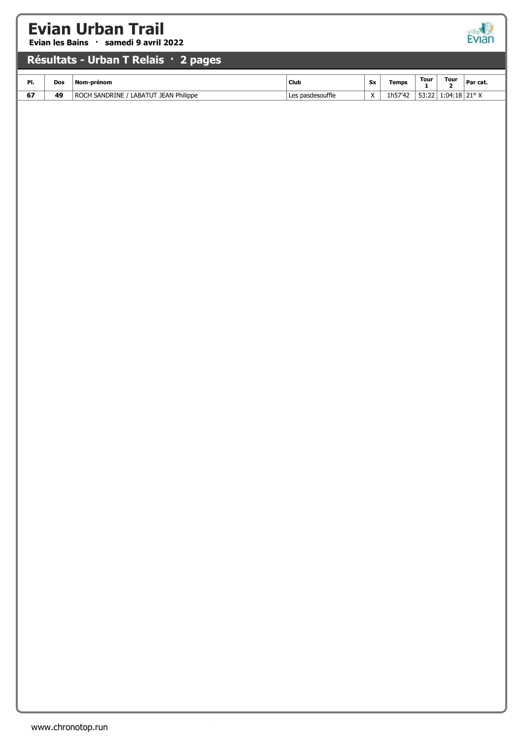# Evian Urban Trail

**Evian les Bains · samedi 9 avril 2022**

## Résultats - Urban T Relais · 2 pages

| Pl. | Dos | Nom-prénom | Club | Sx | Temps | Tour 1 | Tour 2 | Par cat. |
|---|---|---|---|---|---|---|---|---|
| 67 | 49 | ROCH SANDRINE / LABATUT JEAN Philippe | Les pasdesouffle | X | 1h57'42 | 53:22 | 1:04:18 | 21° X |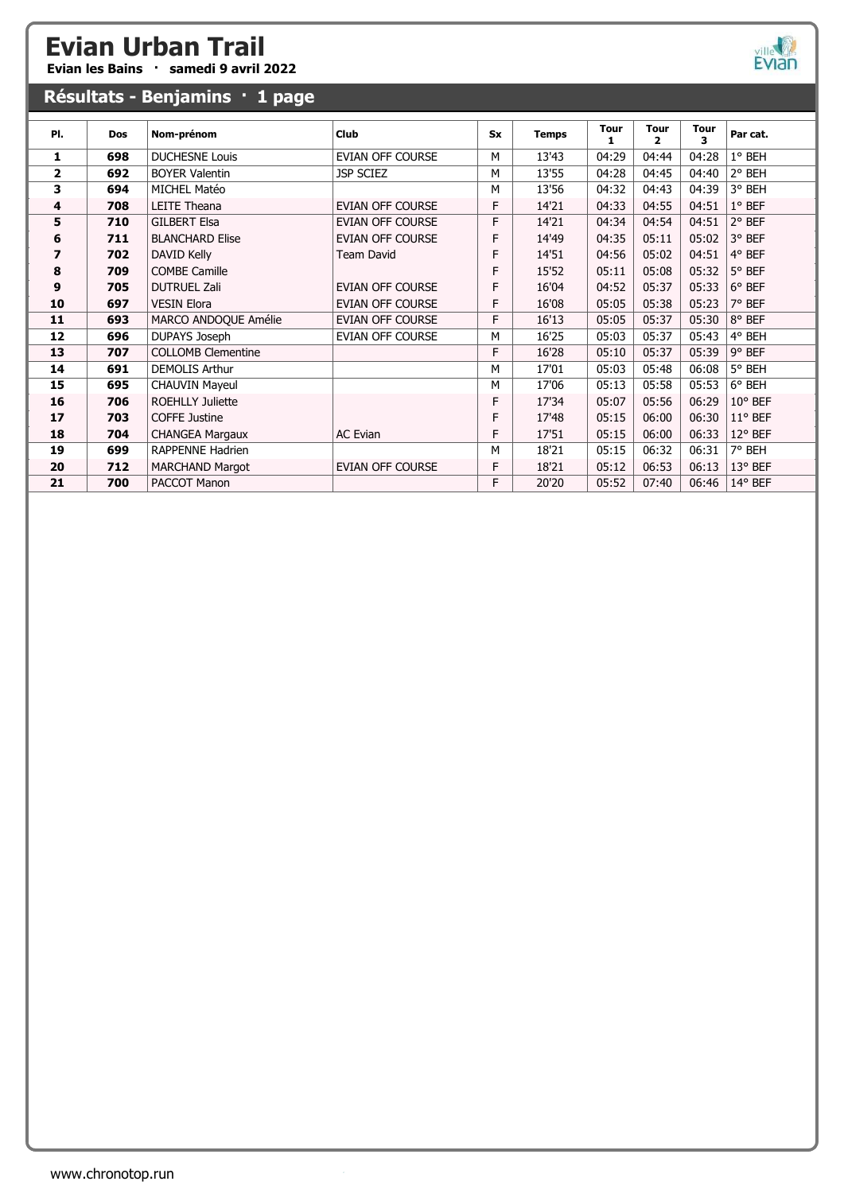# Evian Urban Trail

**Evian les Bains · samedi 9 avril 2022**

## Résultats - Benjamins · 1 page

| Pl. | Dos | Nom-prénom | Club | Sx | Temps | Tour 1 | Tour 2 | Tour 3 | Par cat. |
|---|---|---|---|---|---|---|---|---|---|
| **1** | **698** | DUCHESNE Louis | EVIAN OFF COURSE | M | 13'43 | 04:29 | 04:44 | 04:28 | 1° BEH |
| **2** | **692** | BOYER Valentin | JSP SCIEZ | M | 13'55 | 04:28 | 04:45 | 04:40 | 2° BEH |
| **3** | **694** | MICHEL Matéo | | M | 13'56 | 04:32 | 04:43 | 04:39 | 3° BEH |
| **4** | **708** | LEITE Theana | EVIAN OFF COURSE | F | 14'21 | 04:33 | 04:55 | 04:51 | 1° BEF |
| **5** | **710** | GILBERT Elsa | EVIAN OFF COURSE | F | 14'21 | 04:34 | 04:54 | 04:51 | 2° BEF |
| **6** | **711** | BLANCHARD Elise | EVIAN OFF COURSE | F | 14'49 | 04:35 | 05:11 | 05:02 | 3° BEF |
| **7** | **702** | DAVID Kelly | Team David | F | 14'51 | 04:56 | 05:02 | 04:51 | 4° BEF |
| **8** | **709** | COMBE Camille | | F | 15'52 | 05:11 | 05:08 | 05:32 | 5° BEF |
| **9** | **705** | DUTRUEL Zali | EVIAN OFF COURSE | F | 16'04 | 04:52 | 05:37 | 05:33 | 6° BEF |
| **10** | **697** | VESIN Elora | EVIAN OFF COURSE | F | 16'08 | 05:05 | 05:38 | 05:23 | 7° BEF |
| **11** | **693** | MARCO ANDOQUE Amélie | EVIAN OFF COURSE | F | 16'13 | 05:05 | 05:37 | 05:30 | 8° BEF |
| **12** | **696** | DUPAYS Joseph | EVIAN OFF COURSE | M | 16'25 | 05:03 | 05:37 | 05:43 | 4° BEH |
| **13** | **707** | COLLOMB Clementine | | F | 16'28 | 05:10 | 05:37 | 05:39 | 9° BEF |
| **14** | **691** | DEMOLIS Arthur | | M | 17'01 | 05:03 | 05:48 | 06:08 | 5° BEH |
| **15** | **695** | CHAUVIN Mayeul | | M | 17'06 | 05:13 | 05:58 | 05:53 | 6° BEH |
| **16** | **706** | ROEHLLY Juliette | | F | 17'34 | 05:07 | 05:56 | 06:29 | 10° BEF |
| **17** | **703** | COFFE Justine | | F | 17'48 | 05:15 | 06:00 | 06:30 | 11° BEF |
| **18** | **704** | CHANGEA Margaux | AC Evian | F | 17'51 | 05:15 | 06:00 | 06:33 | 12° BEF |
| **19** | **699** | RAPPENNE Hadrien | | M | 18'21 | 05:15 | 06:32 | 06:31 | 7° BEH |
| **20** | **712** | MARCHAND Margot | EVIAN OFF COURSE | F | 18'21 | 05:12 | 06:53 | 06:13 | 13° BEF |
| **21** | **700** | PACCOT Manon | | F | 20'20 | 05:52 | 07:40 | 06:46 | 14° BEF |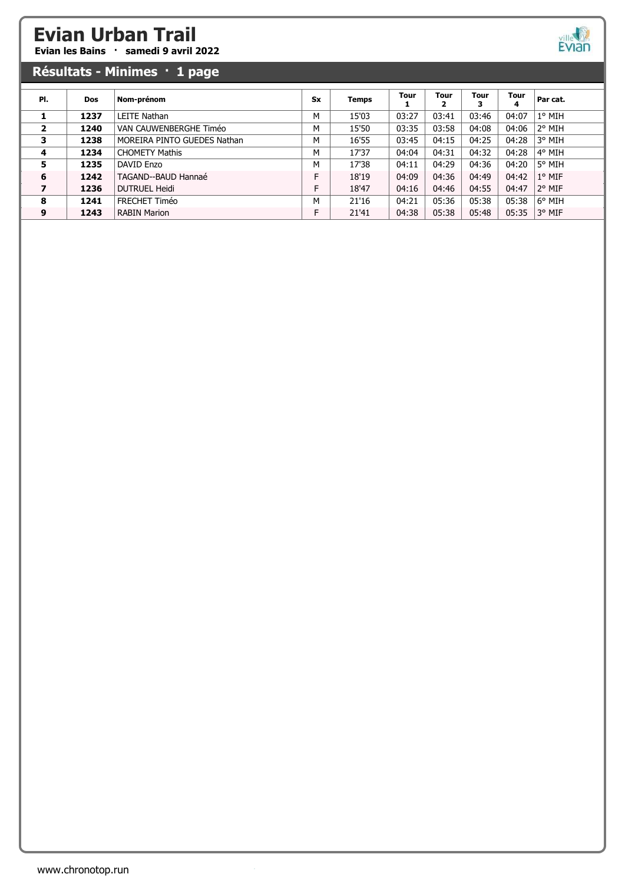# Evian Urban Trail

**Evian les Bains · samedi 9 avril 2022**

## Résultats - Minimes · 1 page

| Pl. | Dos | Nom-prénom | Sx | Temps | Tour 1 | Tour 2 | Tour 3 | Tour 4 | Par cat. |
|---|---|---|---|---|---|---|---|---|---|
| **1** | **1237** | LEITE Nathan | M | 15'03 | 03:27 | 03:41 | 03:46 | 04:07 | 1° MIH |
| **2** | **1240** | VAN CAUWENBERGHE Timéo | M | 15'50 | 03:35 | 03:58 | 04:08 | 04:06 | 2° MIH |
| **3** | **1238** | MOREIRA PINTO GUEDES Nathan | M | 16'55 | 03:45 | 04:15 | 04:25 | 04:28 | 3° MIH |
| **4** | **1234** | CHOMETY Mathis | M | 17'37 | 04:04 | 04:31 | 04:32 | 04:28 | 4° MIH |
| **5** | **1235** | DAVID Enzo | M | 17'38 | 04:11 | 04:29 | 04:36 | 04:20 | 5° MIH |
| **6** | **1242** | TAGAND--BAUD Hannaé | F | 18'19 | 04:09 | 04:36 | 04:49 | 04:42 | 1° MIF |
| **7** | **1236** | DUTRUEL Heidi | F | 18'47 | 04:16 | 04:46 | 04:55 | 04:47 | 2° MIF |
| **8** | **1241** | FRECHET Timéo | M | 21'16 | 04:21 | 05:36 | 05:38 | 05:38 | 6° MIH |
| **9** | **1243** | RABIN Marion | F | 21'41 | 04:38 | 05:38 | 05:48 | 05:35 | 3° MIF |

www.chronotop.run